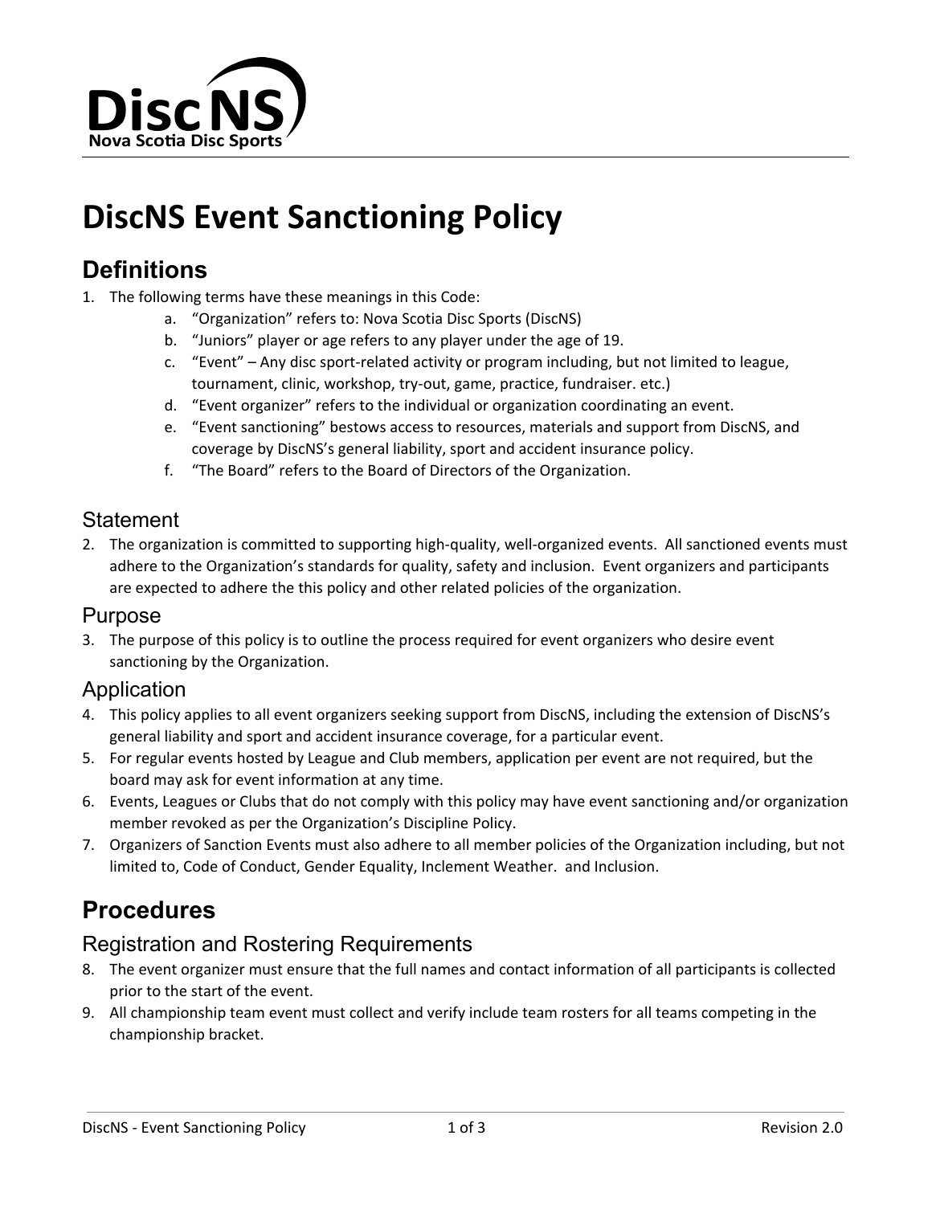# DiscNS Event Sanctioning Policy

## Definitions

1. The following terms have these meanings in this Code:
   a. "Organization" refers to: Nova Scotia Disc Sports (DiscNS)
   b. "Juniors" player or age refers to any player under the age of 19.
   c. "Event" – Any disc sport-related activity or program including, but not limited to league, tournament, clinic, workshop, try-out, game, practice, fundraiser. etc.)
   d. "Event organizer" refers to the individual or organization coordinating an event.
   e. "Event sanctioning" bestows access to resources, materials and support from DiscNS, and coverage by DiscNS's general liability, sport and accident insurance policy.
   f. "The Board" refers to the Board of Directors of the Organization.

### Statement

2. The organization is committed to supporting high-quality, well-organized events. All sanctioned events must adhere to the Organization's standards for quality, safety and inclusion. Event organizers and participants are expected to adhere the this policy and other related policies of the organization.

### Purpose

3. The purpose of this policy is to outline the process required for event organizers who desire event sanctioning by the Organization.

### Application

4. This policy applies to all event organizers seeking support from DiscNS, including the extension of DiscNS's general liability and sport and accident insurance coverage, for a particular event.
5. For regular events hosted by League and Club members, application per event are not required, but the board may ask for event information at any time.
6. Events, Leagues or Clubs that do not comply with this policy may have event sanctioning and/or organization member revoked as per the Organization's Discipline Policy.
7. Organizers of Sanction Events must also adhere to all member policies of the Organization including, but not limited to, Code of Conduct, Gender Equality, Inclement Weather. and Inclusion.

## Procedures

### Registration and Rostering Requirements

8. The event organizer must ensure that the full names and contact information of all participants is collected prior to the start of the event.
9. All championship team event must collect and verify include team rosters for all teams competing in the championship bracket.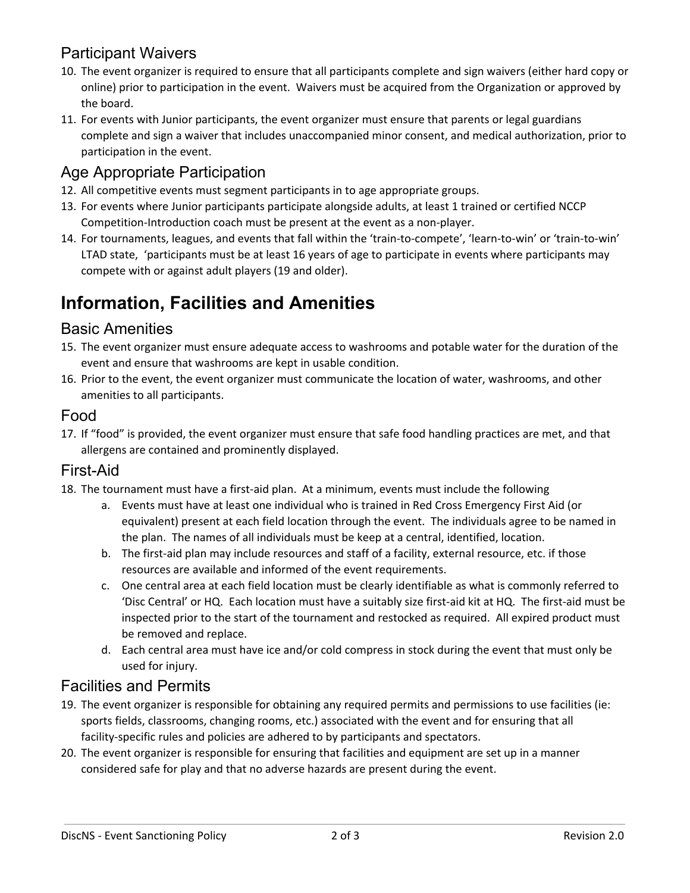### Participant Waivers

10. The event organizer is required to ensure that all participants complete and sign waivers (either hard copy or online) prior to participation in the event. Waivers must be acquired from the Organization or approved by the board.
11. For events with Junior participants, the event organizer must ensure that parents or legal guardians complete and sign a waiver that includes unaccompanied minor consent, and medical authorization, prior to participation in the event.

### Age Appropriate Participation

12. All competitive events must segment participants in to age appropriate groups.
13. For events where Junior participants participate alongside adults, at least 1 trained or certified NCCP Competition-Introduction coach must be present at the event as a non-player.
14. For tournaments, leagues, and events that fall within the 'train-to-compete', 'learn-to-win' or 'train-to-win' LTAD state, 'participants must be at least 16 years of age to participate in events where participants may compete with or against adult players (19 and older).

## Information, Facilities and Amenities

### Basic Amenities

15. The event organizer must ensure adequate access to washrooms and potable water for the duration of the event and ensure that washrooms are kept in usable condition.
16. Prior to the event, the event organizer must communicate the location of water, washrooms, and other amenities to all participants.

### Food

17. If "food" is provided, the event organizer must ensure that safe food handling practices are met, and that allergens are contained and prominently displayed.

### First-Aid

18. The tournament must have a first-aid plan. At a minimum, events must include the following
    a. Events must have at least one individual who is trained in Red Cross Emergency First Aid (or equivalent) present at each field location through the event. The individuals agree to be named in the plan. The names of all individuals must be keep at a central, identified, location.
    b. The first-aid plan may include resources and staff of a facility, external resource, etc. if those resources are available and informed of the event requirements.
    c. One central area at each field location must be clearly identifiable as what is commonly referred to 'Disc Central' or HQ. Each location must have a suitably size first-aid kit at HQ. The first-aid must be inspected prior to the start of the tournament and restocked as required. All expired product must be removed and replace.
    d. Each central area must have ice and/or cold compress in stock during the event that must only be used for injury.

### Facilities and Permits

19. The event organizer is responsible for obtaining any required permits and permissions to use facilities (ie: sports fields, classrooms, changing rooms, etc.) associated with the event and for ensuring that all facility-specific rules and policies are adhered to by participants and spectators.
20. The event organizer is responsible for ensuring that facilities and equipment are set up in a manner considered safe for play and that no adverse hazards are present during the event.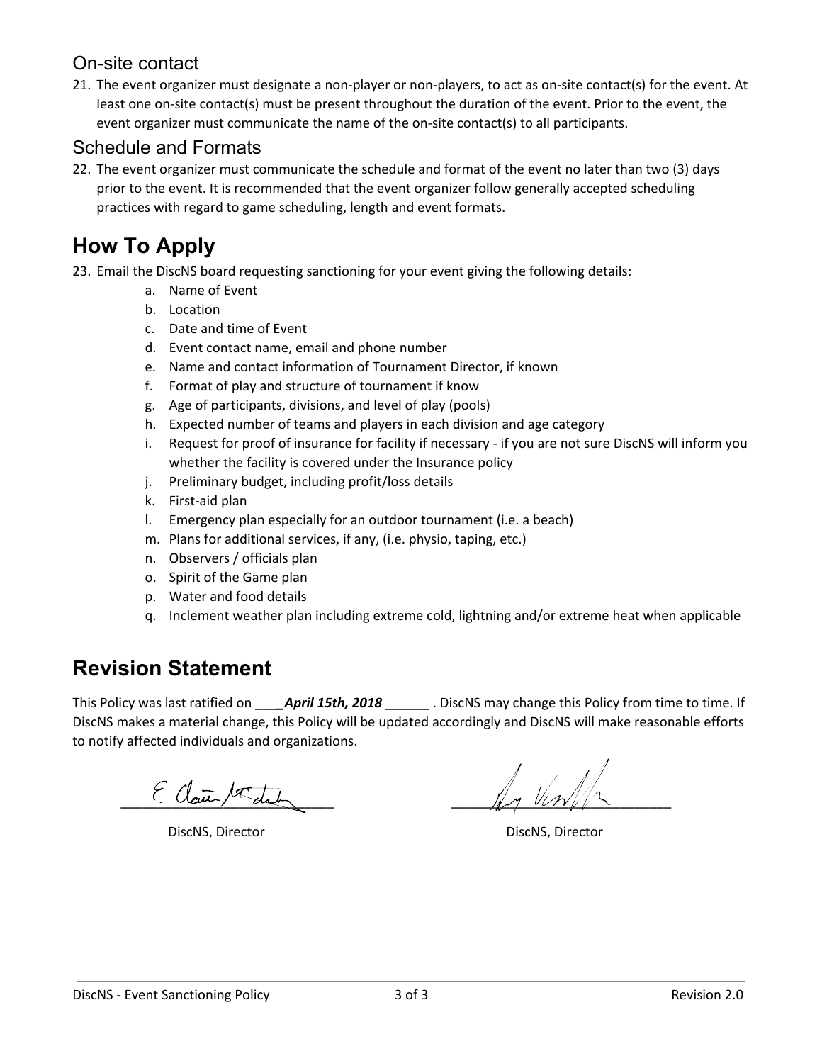### On-site contact

21. The event organizer must designate a non-player or non-players, to act as on-site contact(s) for the event. At least one on-site contact(s) must be present throughout the duration of the event. Prior to the event, the event organizer must communicate the name of the on-site contact(s) to all participants.

### Schedule and Formats

22. The event organizer must communicate the schedule and format of the event no later than two (3) days prior to the event. It is recommended that the event organizer follow generally accepted scheduling practices with regard to game scheduling, length and event formats.

## How To Apply

23. Email the DiscNS board requesting sanctioning for your event giving the following details:
    a. Name of Event
    b. Location
    c. Date and time of Event
    d. Event contact name, email and phone number
    e. Name and contact information of Tournament Director, if known
    f. Format of play and structure of tournament if know
    g. Age of participants, divisions, and level of play (pools)
    h. Expected number of teams and players in each division and age category
    i. Request for proof of insurance for facility if necessary - if you are not sure DiscNS will inform you whether the facility is covered under the Insurance policy
    j. Preliminary budget, including profit/loss details
    k. First-aid plan
    l. Emergency plan especially for an outdoor tournament (i.e. a beach)
    m. Plans for additional services, if any, (i.e. physio, taping, etc.)
    n. Observers / officials plan
    o. Spirit of the Game plan
    p. Water and food details
    q. Inclement weather plan including extreme cold, lightning and/or extreme heat when applicable

## Revision Statement

This Policy was last ratified on ____***April 15th, 2018*** ______ . DiscNS may change this Policy from time to time. If DiscNS makes a material change, this Policy will be updated accordingly and DiscNS will make reasonable efforts to notify affected individuals and organizations.

_____________________________ DiscNS, Director

_____________________________ DiscNS, Director